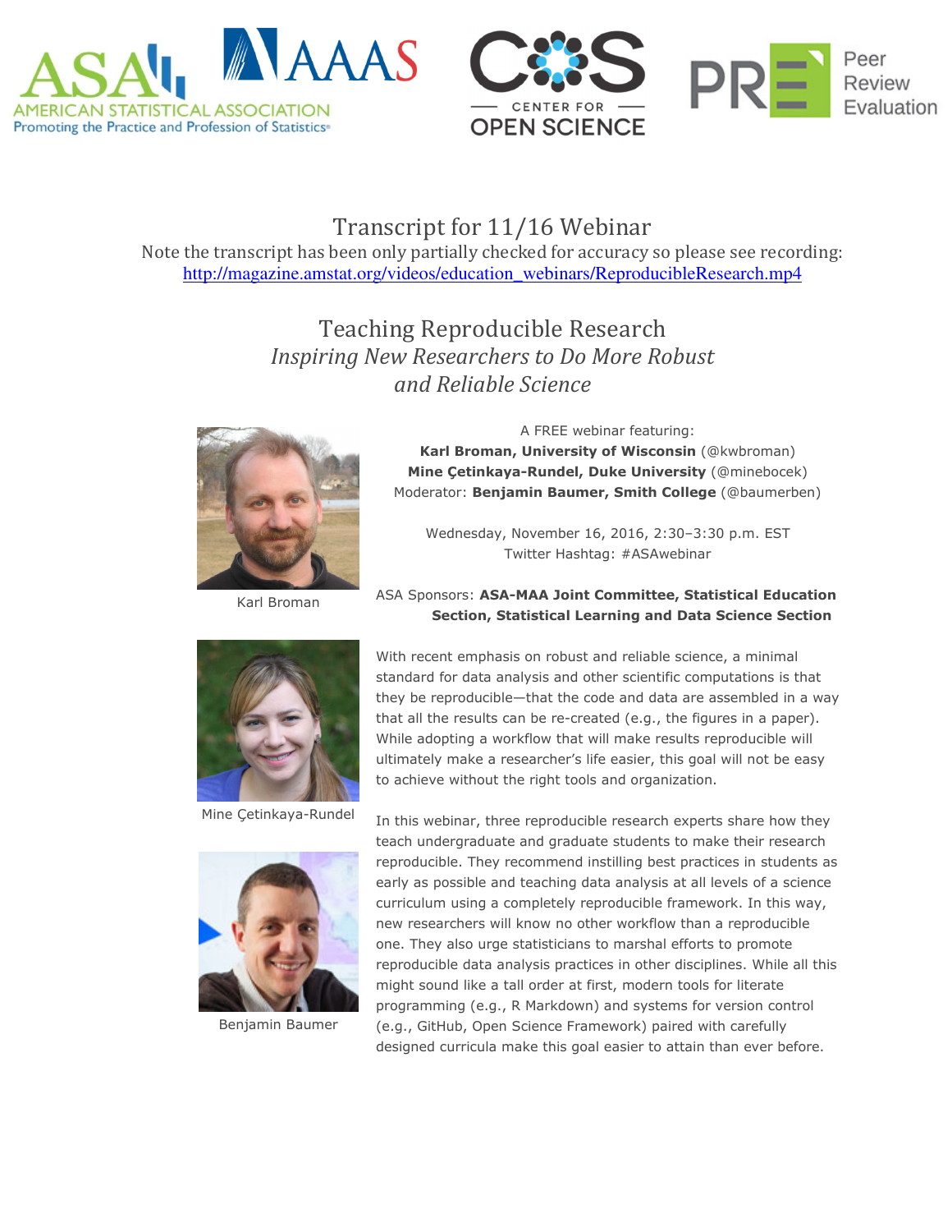# Transcript for 11/16 Webinar

Note the transcript has been only partially checked for accuracy so please see recording:
http://magazine.amstat.org/videos/education_webinars/ReproducibleResearch.mp4

## Teaching Reproducible Research

### *Inspiring New Researchers to Do More Robust and Reliable Science*

A FREE webinar featuring:
**Karl Broman, University of Wisconsin** (@kwbroman)
**Mine Çetinkaya-Rundel, Duke University** (@minebocek)
Moderator: **Benjamin Baumer, Smith College** (@baumerben)

Wednesday, November 16, 2016, 2:30–3:30 p.m. EST
Twitter Hashtag: #ASAwebinar

ASA Sponsors: **ASA-MAA Joint Committee, Statistical Education Section, Statistical Learning and Data Science Section**

Karl Broman

Mine Çetinkaya-Rundel

Benjamin Baumer

With recent emphasis on robust and reliable science, a minimal standard for data analysis and other scientific computations is that they be reproducible—that the code and data are assembled in a way that all the results can be re-created (e.g., the figures in a paper). While adopting a workflow that will make results reproducible will ultimately make a researcher's life easier, this goal will not be easy to achieve without the right tools and organization.

In this webinar, three reproducible research experts share how they teach undergraduate and graduate students to make their research reproducible. They recommend instilling best practices in students as early as possible and teaching data analysis at all levels of a science curriculum using a completely reproducible framework. In this way, new researchers will know no other workflow than a reproducible one. They also urge statisticians to marshal efforts to promote reproducible data analysis practices in other disciplines. While all this might sound like a tall order at first, modern tools for literate programming (e.g., R Markdown) and systems for version control (e.g., GitHub, Open Science Framework) paired with carefully designed curricula make this goal easier to attain than ever before.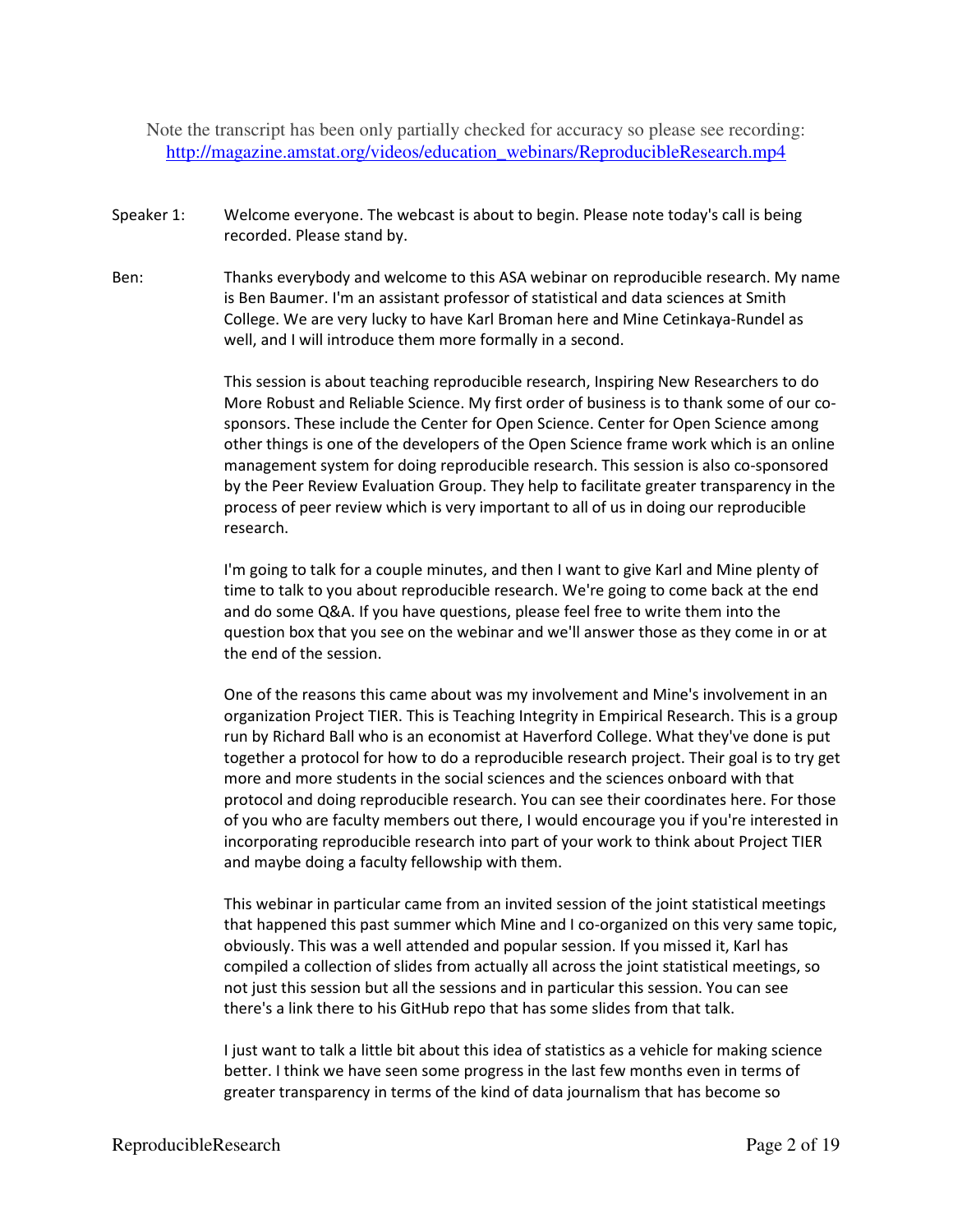Note the transcript has been only partially checked for accuracy so please see recording: [http://magazine.amstat.org/videos/education_webinars/ReproducibleResearch.mp4](http://magazine.amstat.org/videos/education_webinars/ReproducibleResearch.mp4)

**Speaker 1:** Welcome everyone. The webcast is about to begin. Please note today's call is being recorded. Please stand by.

**Ben:** Thanks everybody and welcome to this ASA webinar on reproducible research. My name is Ben Baumer. I'm an assistant professor of statistical and data sciences at Smith College. We are very lucky to have Karl Broman here and Mine Cetinkaya-Rundel as well, and I will introduce them more formally in a second.

This session is about teaching reproducible research, Inspiring New Researchers to do More Robust and Reliable Science. My first order of business is to thank some of our co-sponsors. These include the Center for Open Science. Center for Open Science among other things is one of the developers of the Open Science frame work which is an online management system for doing reproducible research. This session is also co-sponsored by the Peer Review Evaluation Group. They help to facilitate greater transparency in the process of peer review which is very important to all of us in doing our reproducible research.

I'm going to talk for a couple minutes, and then I want to give Karl and Mine plenty of time to talk to you about reproducible research. We're going to come back at the end and do some Q&A. If you have questions, please feel free to write them into the question box that you see on the webinar and we'll answer those as they come in or at the end of the session.

One of the reasons this came about was my involvement and Mine's involvement in an organization Project TIER. This is Teaching Integrity in Empirical Research. This is a group run by Richard Ball who is an economist at Haverford College. What they've done is put together a protocol for how to do a reproducible research project. Their goal is to try get more and more students in the social sciences and the sciences onboard with that protocol and doing reproducible research. You can see their coordinates here. For those of you who are faculty members out there, I would encourage you if you're interested in incorporating reproducible research into part of your work to think about Project TIER and maybe doing a faculty fellowship with them.

This webinar in particular came from an invited session of the joint statistical meetings that happened this past summer which Mine and I co-organized on this very same topic, obviously. This was a well attended and popular session. If you missed it, Karl has compiled a collection of slides from actually all across the joint statistical meetings, so not just this session but all the sessions and in particular this session. You can see there's a link there to his GitHub repo that has some slides from that talk.

I just want to talk a little bit about this idea of statistics as a vehicle for making science better. I think we have seen some progress in the last few months even in terms of greater transparency in terms of the kind of data journalism that has become so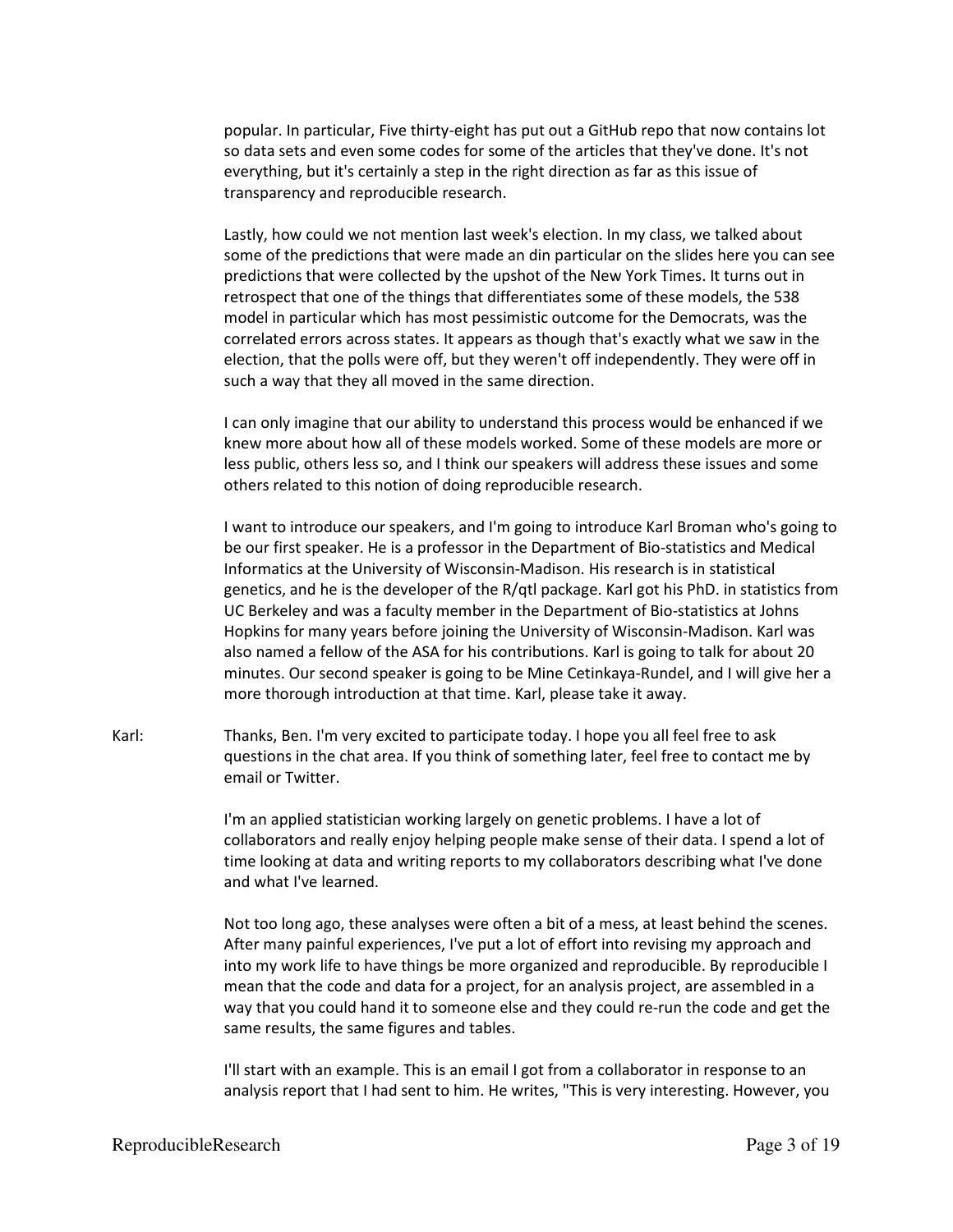popular. In particular, Five thirty-eight has put out a GitHub repo that now contains lot so data sets and even some codes for some of the articles that they've done. It's not everything, but it's certainly a step in the right direction as far as this issue of transparency and reproducible research.

Lastly, how could we not mention last week's election. In my class, we talked about some of the predictions that were made an din particular on the slides here you can see predictions that were collected by the upshot of the New York Times. It turns out in retrospect that one of the things that differentiates some of these models, the 538 model in particular which has most pessimistic outcome for the Democrats, was the correlated errors across states. It appears as though that's exactly what we saw in the election, that the polls were off, but they weren't off independently. They were off in such a way that they all moved in the same direction.

I can only imagine that our ability to understand this process would be enhanced if we knew more about how all of these models worked. Some of these models are more or less public, others less so, and I think our speakers will address these issues and some others related to this notion of doing reproducible research.

I want to introduce our speakers, and I'm going to introduce Karl Broman who's going to be our first speaker. He is a professor in the Department of Bio-statistics and Medical Informatics at the University of Wisconsin-Madison. His research is in statistical genetics, and he is the developer of the R/qtl package. Karl got his PhD. in statistics from UC Berkeley and was a faculty member in the Department of Bio-statistics at Johns Hopkins for many years before joining the University of Wisconsin-Madison. Karl was also named a fellow of the ASA for his contributions. Karl is going to talk for about 20 minutes. Our second speaker is going to be Mine Cetinkaya-Rundel, and I will give her a more thorough introduction at that time. Karl, please take it away.

Karl: Thanks, Ben. I'm very excited to participate today. I hope you all feel free to ask questions in the chat area. If you think of something later, feel free to contact me by email or Twitter.

I'm an applied statistician working largely on genetic problems. I have a lot of collaborators and really enjoy helping people make sense of their data. I spend a lot of time looking at data and writing reports to my collaborators describing what I've done and what I've learned.

Not too long ago, these analyses were often a bit of a mess, at least behind the scenes. After many painful experiences, I've put a lot of effort into revising my approach and into my work life to have things be more organized and reproducible. By reproducible I mean that the code and data for a project, for an analysis project, are assembled in a way that you could hand it to someone else and they could re-run the code and get the same results, the same figures and tables.

I'll start with an example. This is an email I got from a collaborator in response to an analysis report that I had sent to him. He writes, "This is very interesting. However, you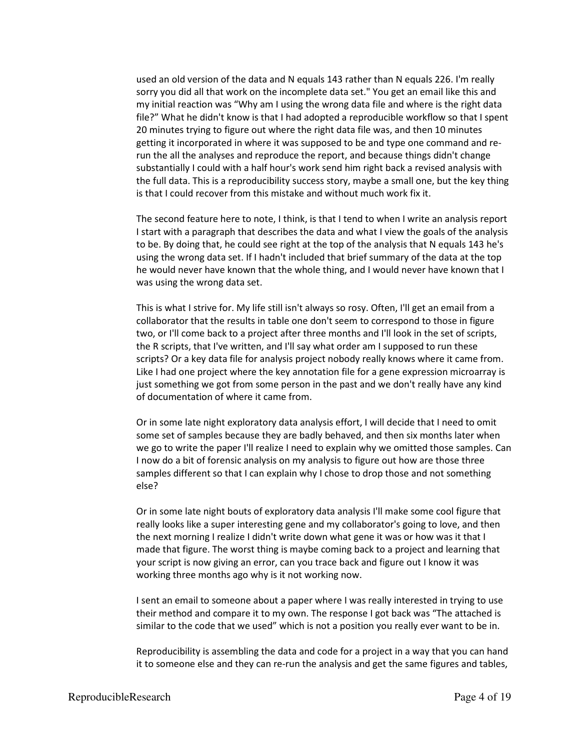used an old version of the data and N equals 143 rather than N equals 226. I'm really sorry you did all that work on the incomplete data set." You get an email like this and my initial reaction was "Why am I using the wrong data file and where is the right data file?" What he didn't know is that I had adopted a reproducible workflow so that I spent 20 minutes trying to figure out where the right data file was, and then 10 minutes getting it incorporated in where it was supposed to be and type one command and re-run the all the analyses and reproduce the report, and because things didn't change substantially I could with a half hour's work send him right back a revised analysis with the full data. This is a reproducibility success story, maybe a small one, but the key thing is that I could recover from this mistake and without much work fix it.

The second feature here to note, I think, is that I tend to when I write an analysis report I start with a paragraph that describes the data and what I view the goals of the analysis to be. By doing that, he could see right at the top of the analysis that N equals 143 he's using the wrong data set. If I hadn't included that brief summary of the data at the top he would never have known that the whole thing, and I would never have known that I was using the wrong data set.

This is what I strive for. My life still isn't always so rosy. Often, I'll get an email from a collaborator that the results in table one don't seem to correspond to those in figure two, or I'll come back to a project after three months and I'll look in the set of scripts, the R scripts, that I've written, and I'll say what order am I supposed to run these scripts? Or a key data file for analysis project nobody really knows where it came from. Like I had one project where the key annotation file for a gene expression microarray is just something we got from some person in the past and we don't really have any kind of documentation of where it came from.

Or in some late night exploratory data analysis effort, I will decide that I need to omit some set of samples because they are badly behaved, and then six months later when we go to write the paper I'll realize I need to explain why we omitted those samples. Can I now do a bit of forensic analysis on my analysis to figure out how are those three samples different so that I can explain why I chose to drop those and not something else?

Or in some late night bouts of exploratory data analysis I'll make some cool figure that really looks like a super interesting gene and my collaborator's going to love, and then the next morning I realize I didn't write down what gene it was or how was it that I made that figure. The worst thing is maybe coming back to a project and learning that your script is now giving an error, can you trace back and figure out I know it was working three months ago why is it not working now.

I sent an email to someone about a paper where I was really interested in trying to use their method and compare it to my own. The response I got back was "The attached is similar to the code that we used" which is not a position you really ever want to be in.

Reproducibility is assembling the data and code for a project in a way that you can hand it to someone else and they can re-run the analysis and get the same figures and tables,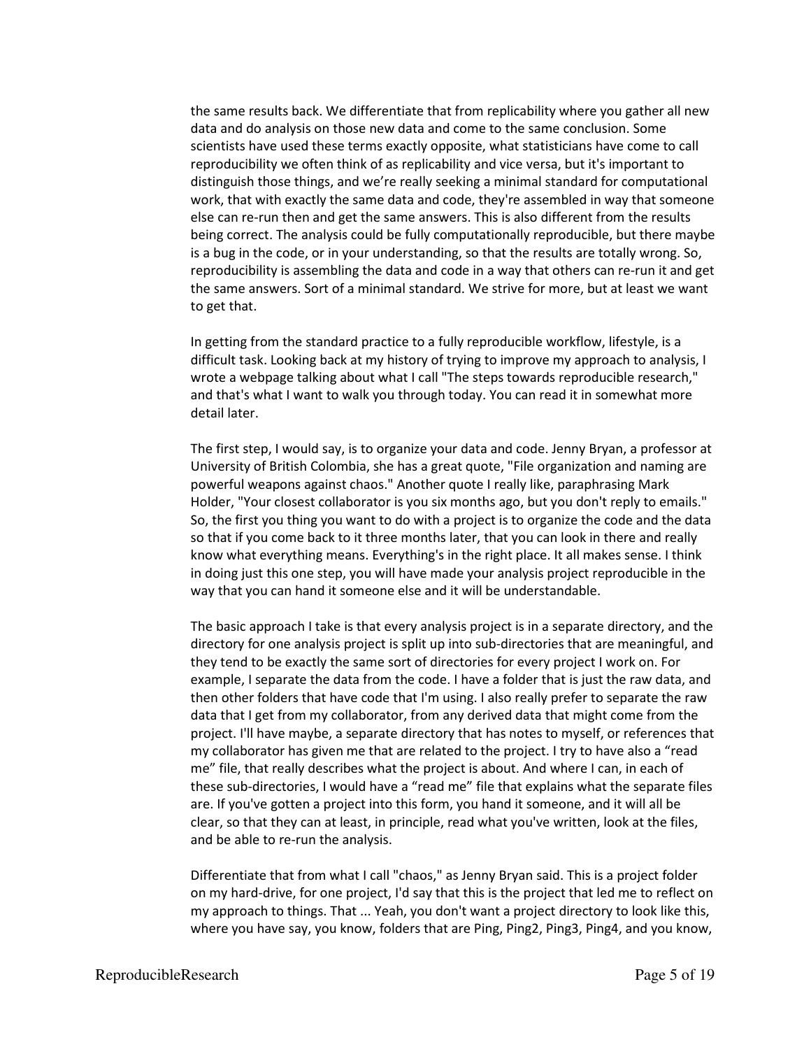the same results back. We differentiate that from replicability where you gather all new data and do analysis on those new data and come to the same conclusion. Some scientists have used these terms exactly opposite, what statisticians have come to call reproducibility we often think of as replicability and vice versa, but it's important to distinguish those things, and we're really seeking a minimal standard for computational work, that with exactly the same data and code, they're assembled in way that someone else can re-run then and get the same answers. This is also different from the results being correct. The analysis could be fully computationally reproducible, but there maybe is a bug in the code, or in your understanding, so that the results are totally wrong. So, reproducibility is assembling the data and code in a way that others can re-run it and get the same answers. Sort of a minimal standard. We strive for more, but at least we want to get that.

In getting from the standard practice to a fully reproducible workflow, lifestyle, is a difficult task. Looking back at my history of trying to improve my approach to analysis, I wrote a webpage talking about what I call "The steps towards reproducible research," and that's what I want to walk you through today. You can read it in somewhat more detail later.

The first step, I would say, is to organize your data and code. Jenny Bryan, a professor at University of British Colombia, she has a great quote, "File organization and naming are powerful weapons against chaos." Another quote I really like, paraphrasing Mark Holder, "Your closest collaborator is you six months ago, but you don't reply to emails." So, the first you thing you want to do with a project is to organize the code and the data so that if you come back to it three months later, that you can look in there and really know what everything means. Everything's in the right place. It all makes sense. I think in doing just this one step, you will have made your analysis project reproducible in the way that you can hand it someone else and it will be understandable.

The basic approach I take is that every analysis project is in a separate directory, and the directory for one analysis project is split up into sub-directories that are meaningful, and they tend to be exactly the same sort of directories for every project I work on. For example, I separate the data from the code. I have a folder that is just the raw data, and then other folders that have code that I'm using. I also really prefer to separate the raw data that I get from my collaborator, from any derived data that might come from the project. I'll have maybe, a separate directory that has notes to myself, or references that my collaborator has given me that are related to the project. I try to have also a "read me" file, that really describes what the project is about. And where I can, in each of these sub-directories, I would have a "read me" file that explains what the separate files are. If you've gotten a project into this form, you hand it someone, and it will all be clear, so that they can at least, in principle, read what you've written, look at the files, and be able to re-run the analysis.

Differentiate that from what I call "chaos," as Jenny Bryan said. This is a project folder on my hard-drive, for one project, I'd say that this is the project that led me to reflect on my approach to things. That ... Yeah, you don't want a project directory to look like this, where you have say, you know, folders that are Ping, Ping2, Ping3, Ping4, and you know,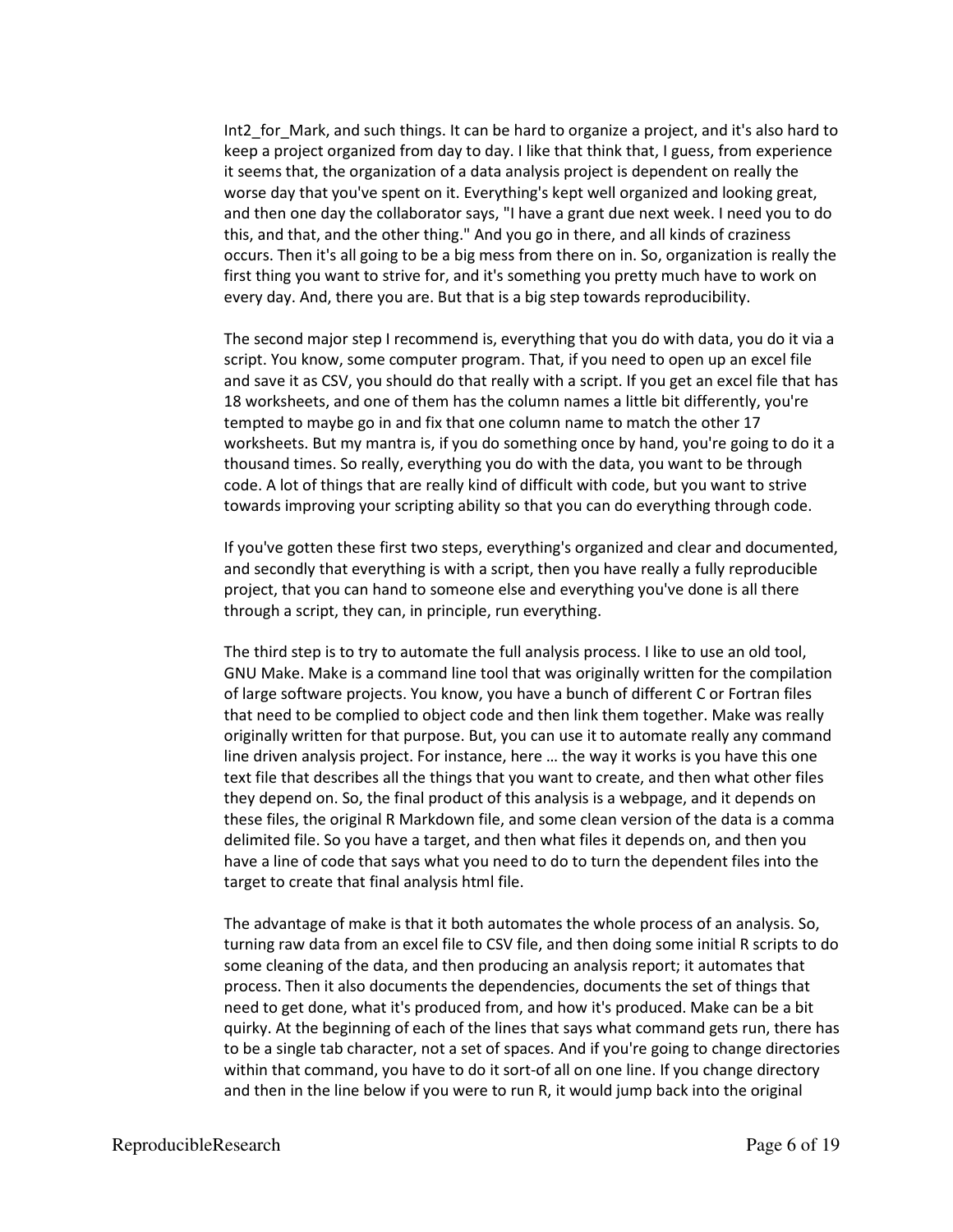Int2_for_Mark, and such things. It can be hard to organize a project, and it's also hard to keep a project organized from day to day. I like that think that, I guess, from experience it seems that, the organization of a data analysis project is dependent on really the worse day that you've spent on it. Everything's kept well organized and looking great, and then one day the collaborator says, "I have a grant due next week. I need you to do this, and that, and the other thing." And you go in there, and all kinds of craziness occurs. Then it's all going to be a big mess from there on in. So, organization is really the first thing you want to strive for, and it's something you pretty much have to work on every day. And, there you are. But that is a big step towards reproducibility.

The second major step I recommend is, everything that you do with data, you do it via a script. You know, some computer program. That, if you need to open up an excel file and save it as CSV, you should do that really with a script. If you get an excel file that has 18 worksheets, and one of them has the column names a little bit differently, you're tempted to maybe go in and fix that one column name to match the other 17 worksheets. But my mantra is, if you do something once by hand, you're going to do it a thousand times. So really, everything you do with the data, you want to be through code. A lot of things that are really kind of difficult with code, but you want to strive towards improving your scripting ability so that you can do everything through code.

If you've gotten these first two steps, everything's organized and clear and documented, and secondly that everything is with a script, then you have really a fully reproducible project, that you can hand to someone else and everything you've done is all there through a script, they can, in principle, run everything.

The third step is to try to automate the full analysis process. I like to use an old tool, GNU Make. Make is a command line tool that was originally written for the compilation of large software projects. You know, you have a bunch of different C or Fortran files that need to be complied to object code and then link them together. Make was really originally written for that purpose. But, you can use it to automate really any command line driven analysis project. For instance, here … the way it works is you have this one text file that describes all the things that you want to create, and then what other files they depend on. So, the final product of this analysis is a webpage, and it depends on these files, the original R Markdown file, and some clean version of the data is a comma delimited file. So you have a target, and then what files it depends on, and then you have a line of code that says what you need to do to turn the dependent files into the target to create that final analysis html file.

The advantage of make is that it both automates the whole process of an analysis. So, turning raw data from an excel file to CSV file, and then doing some initial R scripts to do some cleaning of the data, and then producing an analysis report; it automates that process. Then it also documents the dependencies, documents the set of things that need to get done, what it's produced from, and how it's produced. Make can be a bit quirky. At the beginning of each of the lines that says what command gets run, there has to be a single tab character, not a set of spaces. And if you're going to change directories within that command, you have to do it sort-of all on one line. If you change directory and then in the line below if you were to run R, it would jump back into the original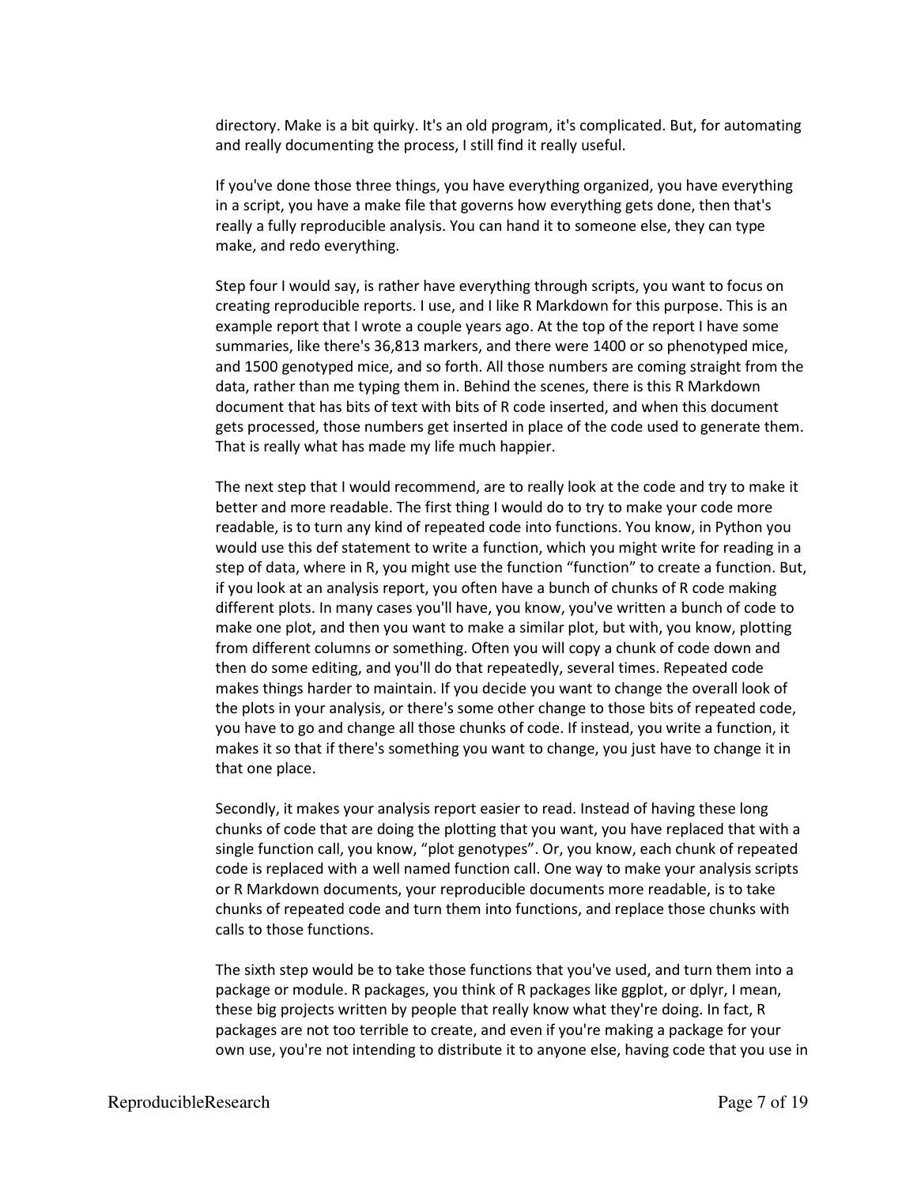directory. Make is a bit quirky. It's an old program, it's complicated. But, for automating and really documenting the process, I still find it really useful.

If you've done those three things, you have everything organized, you have everything in a script, you have a make file that governs how everything gets done, then that's really a fully reproducible analysis. You can hand it to someone else, they can type make, and redo everything.

Step four I would say, is rather have everything through scripts, you want to focus on creating reproducible reports. I use, and I like R Markdown for this purpose. This is an example report that I wrote a couple years ago. At the top of the report I have some summaries, like there's 36,813 markers, and there were 1400 or so phenotyped mice, and 1500 genotyped mice, and so forth. All those numbers are coming straight from the data, rather than me typing them in. Behind the scenes, there is this R Markdown document that has bits of text with bits of R code inserted, and when this document gets processed, those numbers get inserted in place of the code used to generate them. That is really what has made my life much happier.

The next step that I would recommend, are to really look at the code and try to make it better and more readable. The first thing I would do to try to make your code more readable, is to turn any kind of repeated code into functions. You know, in Python you would use this def statement to write a function, which you might write for reading in a step of data, where in R, you might use the function "function" to create a function. But, if you look at an analysis report, you often have a bunch of chunks of R code making different plots. In many cases you'll have, you know, you've written a bunch of code to make one plot, and then you want to make a similar plot, but with, you know, plotting from different columns or something. Often you will copy a chunk of code down and then do some editing, and you'll do that repeatedly, several times. Repeated code makes things harder to maintain. If you decide you want to change the overall look of the plots in your analysis, or there's some other change to those bits of repeated code, you have to go and change all those chunks of code. If instead, you write a function, it makes it so that if there's something you want to change, you just have to change it in that one place.

Secondly, it makes your analysis report easier to read. Instead of having these long chunks of code that are doing the plotting that you want, you have replaced that with a single function call, you know, "plot genotypes". Or, you know, each chunk of repeated code is replaced with a well named function call. One way to make your analysis scripts or R Markdown documents, your reproducible documents more readable, is to take chunks of repeated code and turn them into functions, and replace those chunks with calls to those functions.

The sixth step would be to take those functions that you've used, and turn them into a package or module. R packages, you think of R packages like ggplot, or dplyr, I mean, these big projects written by people that really know what they're doing. In fact, R packages are not too terrible to create, and even if you're making a package for your own use, you're not intending to distribute it to anyone else, having code that you use in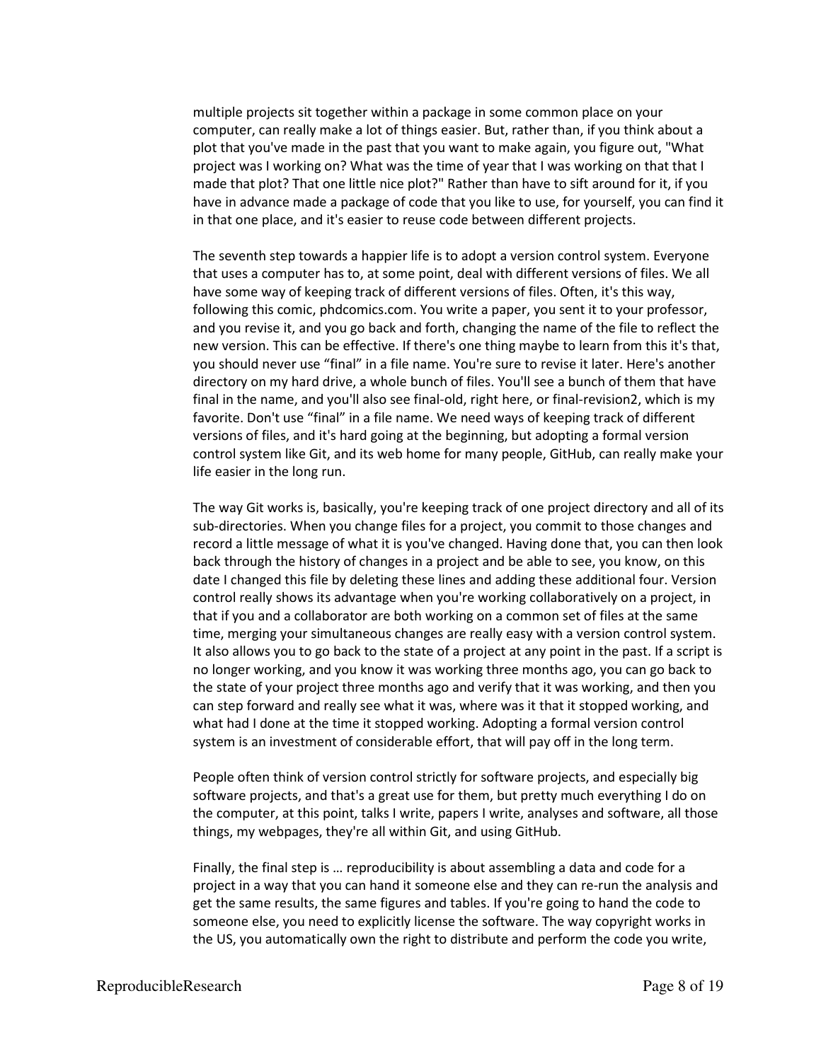multiple projects sit together within a package in some common place on your computer, can really make a lot of things easier. But, rather than, if you think about a plot that you've made in the past that you want to make again, you figure out, "What project was I working on? What was the time of year that I was working on that that I made that plot? That one little nice plot?" Rather than have to sift around for it, if you have in advance made a package of code that you like to use, for yourself, you can find it in that one place, and it's easier to reuse code between different projects.

The seventh step towards a happier life is to adopt a version control system. Everyone that uses a computer has to, at some point, deal with different versions of files. We all have some way of keeping track of different versions of files. Often, it's this way, following this comic, phdcomics.com. You write a paper, you sent it to your professor, and you revise it, and you go back and forth, changing the name of the file to reflect the new version. This can be effective. If there's one thing maybe to learn from this it's that, you should never use “final” in a file name. You're sure to revise it later. Here's another directory on my hard drive, a whole bunch of files. You'll see a bunch of them that have final in the name, and you'll also see final-old, right here, or final-revision2, which is my favorite. Don't use “final” in a file name. We need ways of keeping track of different versions of files, and it's hard going at the beginning, but adopting a formal version control system like Git, and its web home for many people, GitHub, can really make your life easier in the long run.

The way Git works is, basically, you're keeping track of one project directory and all of its sub-directories. When you change files for a project, you commit to those changes and record a little message of what it is you've changed. Having done that, you can then look back through the history of changes in a project and be able to see, you know, on this date I changed this file by deleting these lines and adding these additional four. Version control really shows its advantage when you're working collaboratively on a project, in that if you and a collaborator are both working on a common set of files at the same time, merging your simultaneous changes are really easy with a version control system. It also allows you to go back to the state of a project at any point in the past. If a script is no longer working, and you know it was working three months ago, you can go back to the state of your project three months ago and verify that it was working, and then you can step forward and really see what it was, where was it that it stopped working, and what had I done at the time it stopped working. Adopting a formal version control system is an investment of considerable effort, that will pay off in the long term.

People often think of version control strictly for software projects, and especially big software projects, and that's a great use for them, but pretty much everything I do on the computer, at this point, talks I write, papers I write, analyses and software, all those things, my webpages, they're all within Git, and using GitHub.

Finally, the final step is … reproducibility is about assembling a data and code for a project in a way that you can hand it someone else and they can re-run the analysis and get the same results, the same figures and tables. If you're going to hand the code to someone else, you need to explicitly license the software. The way copyright works in the US, you automatically own the right to distribute and perform the code you write,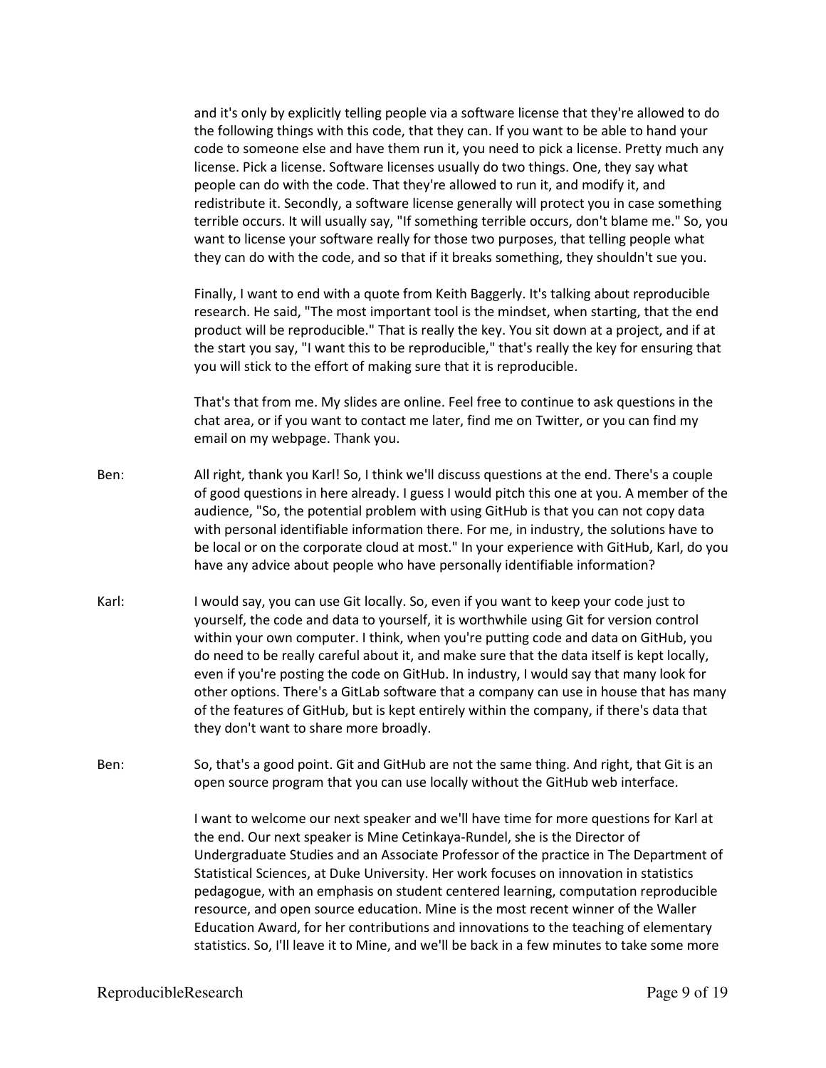and it's only by explicitly telling people via a software license that they're allowed to do the following things with this code, that they can. If you want to be able to hand your code to someone else and have them run it, you need to pick a license. Pretty much any license. Pick a license. Software licenses usually do two things. One, they say what people can do with the code. That they're allowed to run it, and modify it, and redistribute it. Secondly, a software license generally will protect you in case something terrible occurs. It will usually say, "If something terrible occurs, don't blame me." So, you want to license your software really for those two purposes, that telling people what they can do with the code, and so that if it breaks something, they shouldn't sue you.

Finally, I want to end with a quote from Keith Baggerly. It's talking about reproducible research. He said, "The most important tool is the mindset, when starting, that the end product will be reproducible." That is really the key. You sit down at a project, and if at the start you say, "I want this to be reproducible," that's really the key for ensuring that you will stick to the effort of making sure that it is reproducible.

That's that from me. My slides are online. Feel free to continue to ask questions in the chat area, or if you want to contact me later, find me on Twitter, or you can find my email on my webpage. Thank you.

Ben: All right, thank you Karl! So, I think we'll discuss questions at the end. There's a couple of good questions in here already. I guess I would pitch this one at you. A member of the audience, "So, the potential problem with using GitHub is that you can not copy data with personal identifiable information there. For me, in industry, the solutions have to be local or on the corporate cloud at most." In your experience with GitHub, Karl, do you have any advice about people who have personally identifiable information?

Karl: I would say, you can use Git locally. So, even if you want to keep your code just to yourself, the code and data to yourself, it is worthwhile using Git for version control within your own computer. I think, when you're putting code and data on GitHub, you do need to be really careful about it, and make sure that the data itself is kept locally, even if you're posting the code on GitHub. In industry, I would say that many look for other options. There's a GitLab software that a company can use in house that has many of the features of GitHub, but is kept entirely within the company, if there's data that they don't want to share more broadly.

Ben: So, that's a good point. Git and GitHub are not the same thing. And right, that Git is an open source program that you can use locally without the GitHub web interface.

I want to welcome our next speaker and we'll have time for more questions for Karl at the end. Our next speaker is Mine Cetinkaya-Rundel, she is the Director of Undergraduate Studies and an Associate Professor of the practice in The Department of Statistical Sciences, at Duke University. Her work focuses on innovation in statistics pedagogue, with an emphasis on student centered learning, computation reproducible resource, and open source education. Mine is the most recent winner of the Waller Education Award, for her contributions and innovations to the teaching of elementary statistics. So, I'll leave it to Mine, and we'll be back in a few minutes to take some more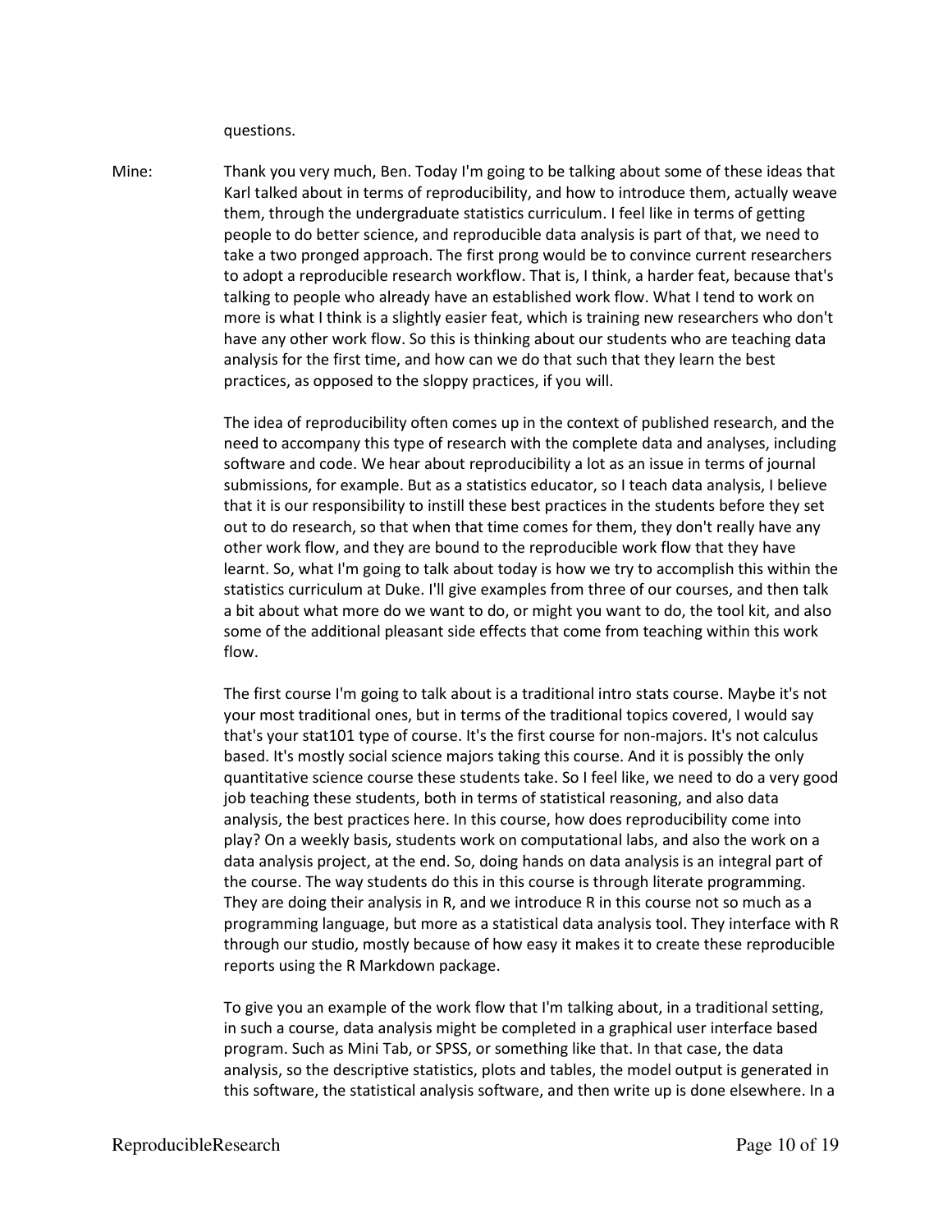questions.

Mine: Thank you very much, Ben. Today I'm going to be talking about some of these ideas that Karl talked about in terms of reproducibility, and how to introduce them, actually weave them, through the undergraduate statistics curriculum. I feel like in terms of getting people to do better science, and reproducible data analysis is part of that, we need to take a two pronged approach. The first prong would be to convince current researchers to adopt a reproducible research workflow. That is, I think, a harder feat, because that's talking to people who already have an established work flow. What I tend to work on more is what I think is a slightly easier feat, which is training new researchers who don't have any other work flow. So this is thinking about our students who are teaching data analysis for the first time, and how can we do that such that they learn the best practices, as opposed to the sloppy practices, if you will.

The idea of reproducibility often comes up in the context of published research, and the need to accompany this type of research with the complete data and analyses, including software and code. We hear about reproducibility a lot as an issue in terms of journal submissions, for example. But as a statistics educator, so I teach data analysis, I believe that it is our responsibility to instill these best practices in the students before they set out to do research, so that when that time comes for them, they don't really have any other work flow, and they are bound to the reproducible work flow that they have learnt. So, what I'm going to talk about today is how we try to accomplish this within the statistics curriculum at Duke. I'll give examples from three of our courses, and then talk a bit about what more do we want to do, or might you want to do, the tool kit, and also some of the additional pleasant side effects that come from teaching within this work flow.

The first course I'm going to talk about is a traditional intro stats course. Maybe it's not your most traditional ones, but in terms of the traditional topics covered, I would say that's your stat101 type of course. It's the first course for non-majors. It's not calculus based. It's mostly social science majors taking this course. And it is possibly the only quantitative science course these students take. So I feel like, we need to do a very good job teaching these students, both in terms of statistical reasoning, and also data analysis, the best practices here. In this course, how does reproducibility come into play? On a weekly basis, students work on computational labs, and also the work on a data analysis project, at the end. So, doing hands on data analysis is an integral part of the course. The way students do this in this course is through literate programming. They are doing their analysis in R, and we introduce R in this course not so much as a programming language, but more as a statistical data analysis tool. They interface with R through our studio, mostly because of how easy it makes it to create these reproducible reports using the R Markdown package.

To give you an example of the work flow that I'm talking about, in a traditional setting, in such a course, data analysis might be completed in a graphical user interface based program. Such as Mini Tab, or SPSS, or something like that. In that case, the data analysis, so the descriptive statistics, plots and tables, the model output is generated in this software, the statistical analysis software, and then write up is done elsewhere. In a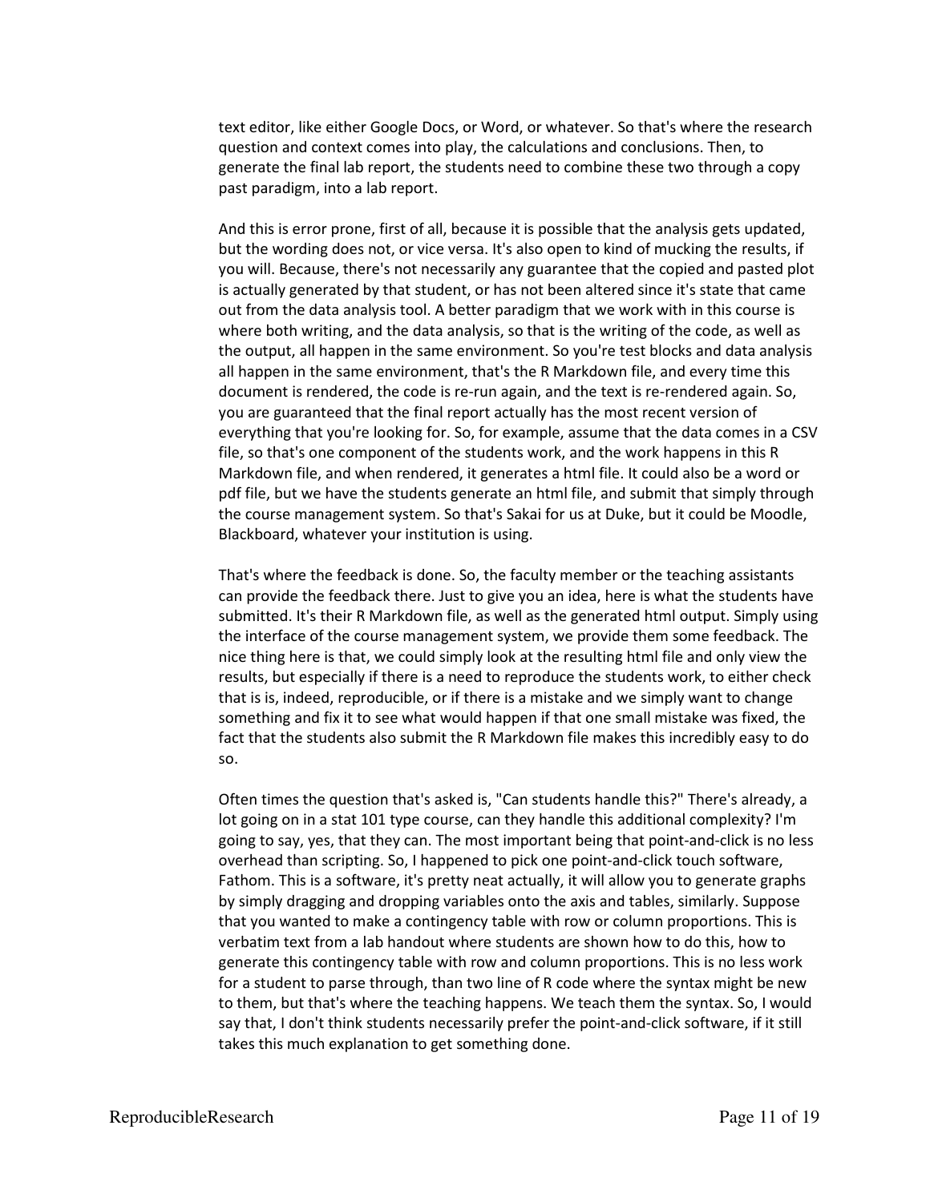text editor, like either Google Docs, or Word, or whatever. So that's where the research question and context comes into play, the calculations and conclusions. Then, to generate the final lab report, the students need to combine these two through a copy past paradigm, into a lab report.

And this is error prone, first of all, because it is possible that the analysis gets updated, but the wording does not, or vice versa. It's also open to kind of mucking the results, if you will. Because, there's not necessarily any guarantee that the copied and pasted plot is actually generated by that student, or has not been altered since it's state that came out from the data analysis tool. A better paradigm that we work with in this course is where both writing, and the data analysis, so that is the writing of the code, as well as the output, all happen in the same environment. So you're test blocks and data analysis all happen in the same environment, that's the R Markdown file, and every time this document is rendered, the code is re-run again, and the text is re-rendered again. So, you are guaranteed that the final report actually has the most recent version of everything that you're looking for. So, for example, assume that the data comes in a CSV file, so that's one component of the students work, and the work happens in this R Markdown file, and when rendered, it generates a html file. It could also be a word or pdf file, but we have the students generate an html file, and submit that simply through the course management system. So that's Sakai for us at Duke, but it could be Moodle, Blackboard, whatever your institution is using.

That's where the feedback is done. So, the faculty member or the teaching assistants can provide the feedback there. Just to give you an idea, here is what the students have submitted. It's their R Markdown file, as well as the generated html output. Simply using the interface of the course management system, we provide them some feedback. The nice thing here is that, we could simply look at the resulting html file and only view the results, but especially if there is a need to reproduce the students work, to either check that is is, indeed, reproducible, or if there is a mistake and we simply want to change something and fix it to see what would happen if that one small mistake was fixed, the fact that the students also submit the R Markdown file makes this incredibly easy to do so.

Often times the question that's asked is, "Can students handle this?" There's already, a lot going on in a stat 101 type course, can they handle this additional complexity? I'm going to say, yes, that they can. The most important being that point-and-click is no less overhead than scripting. So, I happened to pick one point-and-click touch software, Fathom. This is a software, it's pretty neat actually, it will allow you to generate graphs by simply dragging and dropping variables onto the axis and tables, similarly. Suppose that you wanted to make a contingency table with row or column proportions. This is verbatim text from a lab handout where students are shown how to do this, how to generate this contingency table with row and column proportions. This is no less work for a student to parse through, than two line of R code where the syntax might be new to them, but that's where the teaching happens. We teach them the syntax. So, I would say that, I don't think students necessarily prefer the point-and-click software, if it still takes this much explanation to get something done.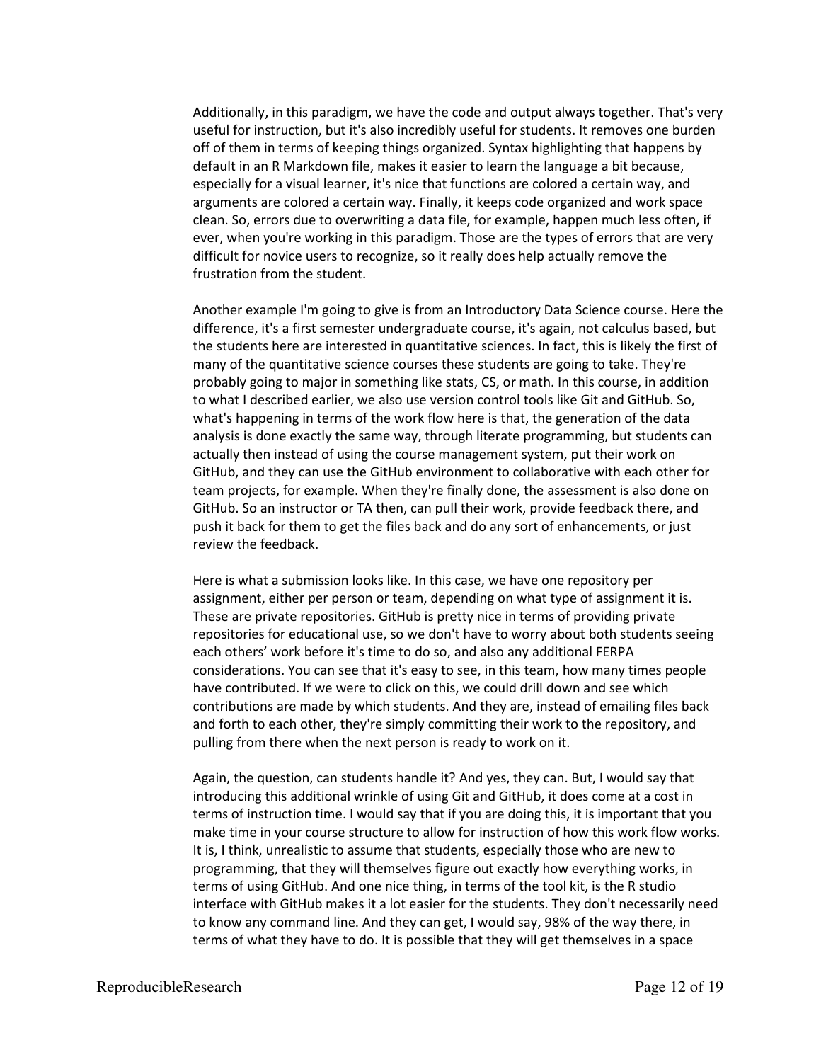Additionally, in this paradigm, we have the code and output always together. That's very useful for instruction, but it's also incredibly useful for students. It removes one burden off of them in terms of keeping things organized. Syntax highlighting that happens by default in an R Markdown file, makes it easier to learn the language a bit because, especially for a visual learner, it's nice that functions are colored a certain way, and arguments are colored a certain way. Finally, it keeps code organized and work space clean. So, errors due to overwriting a data file, for example, happen much less often, if ever, when you're working in this paradigm. Those are the types of errors that are very difficult for novice users to recognize, so it really does help actually remove the frustration from the student.

Another example I'm going to give is from an Introductory Data Science course. Here the difference, it's a first semester undergraduate course, it's again, not calculus based, but the students here are interested in quantitative sciences. In fact, this is likely the first of many of the quantitative science courses these students are going to take. They're probably going to major in something like stats, CS, or math. In this course, in addition to what I described earlier, we also use version control tools like Git and GitHub. So, what's happening in terms of the work flow here is that, the generation of the data analysis is done exactly the same way, through literate programming, but students can actually then instead of using the course management system, put their work on GitHub, and they can use the GitHub environment to collaborative with each other for team projects, for example. When they're finally done, the assessment is also done on GitHub. So an instructor or TA then, can pull their work, provide feedback there, and push it back for them to get the files back and do any sort of enhancements, or just review the feedback.

Here is what a submission looks like. In this case, we have one repository per assignment, either per person or team, depending on what type of assignment it is. These are private repositories. GitHub is pretty nice in terms of providing private repositories for educational use, so we don't have to worry about both students seeing each others' work before it's time to do so, and also any additional FERPA considerations. You can see that it's easy to see, in this team, how many times people have contributed. If we were to click on this, we could drill down and see which contributions are made by which students. And they are, instead of emailing files back and forth to each other, they're simply committing their work to the repository, and pulling from there when the next person is ready to work on it.

Again, the question, can students handle it? And yes, they can. But, I would say that introducing this additional wrinkle of using Git and GitHub, it does come at a cost in terms of instruction time. I would say that if you are doing this, it is important that you make time in your course structure to allow for instruction of how this work flow works. It is, I think, unrealistic to assume that students, especially those who are new to programming, that they will themselves figure out exactly how everything works, in terms of using GitHub. And one nice thing, in terms of the tool kit, is the R studio interface with GitHub makes it a lot easier for the students. They don't necessarily need to know any command line. And they can get, I would say, 98% of the way there, in terms of what they have to do. It is possible that they will get themselves in a space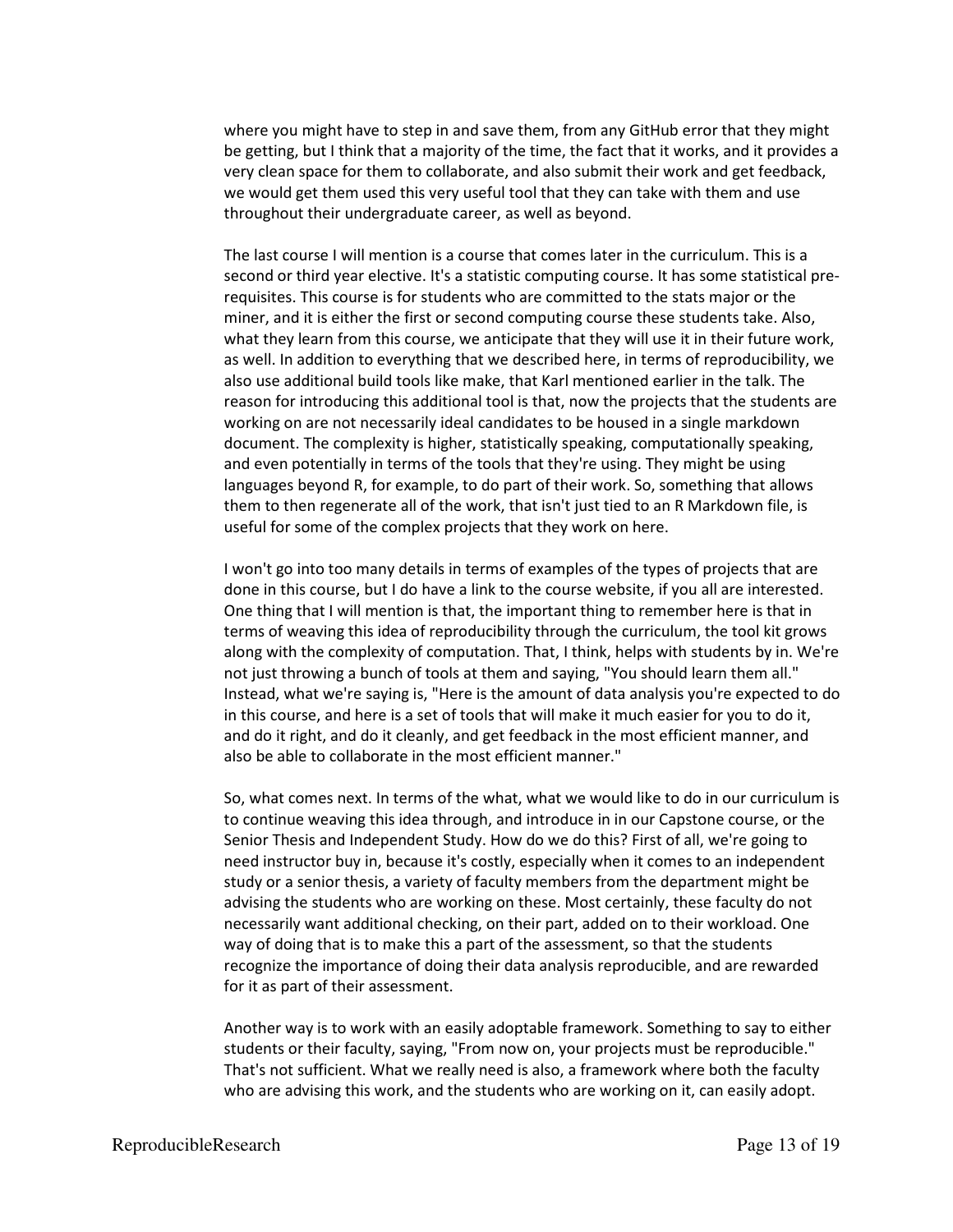where you might have to step in and save them, from any GitHub error that they might be getting, but I think that a majority of the time, the fact that it works, and it provides a very clean space for them to collaborate, and also submit their work and get feedback, we would get them used this very useful tool that they can take with them and use throughout their undergraduate career, as well as beyond.

The last course I will mention is a course that comes later in the curriculum. This is a second or third year elective. It's a statistic computing course. It has some statistical pre-requisites. This course is for students who are committed to the stats major or the miner, and it is either the first or second computing course these students take. Also, what they learn from this course, we anticipate that they will use it in their future work, as well. In addition to everything that we described here, in terms of reproducibility, we also use additional build tools like make, that Karl mentioned earlier in the talk. The reason for introducing this additional tool is that, now the projects that the students are working on are not necessarily ideal candidates to be housed in a single markdown document. The complexity is higher, statistically speaking, computationally speaking, and even potentially in terms of the tools that they're using. They might be using languages beyond R, for example, to do part of their work. So, something that allows them to then regenerate all of the work, that isn't just tied to an R Markdown file, is useful for some of the complex projects that they work on here.

I won't go into too many details in terms of examples of the types of projects that are done in this course, but I do have a link to the course website, if you all are interested. One thing that I will mention is that, the important thing to remember here is that in terms of weaving this idea of reproducibility through the curriculum, the tool kit grows along with the complexity of computation. That, I think, helps with students by in. We're not just throwing a bunch of tools at them and saying, "You should learn them all." Instead, what we're saying is, "Here is the amount of data analysis you're expected to do in this course, and here is a set of tools that will make it much easier for you to do it, and do it right, and do it cleanly, and get feedback in the most efficient manner, and also be able to collaborate in the most efficient manner."

So, what comes next. In terms of the what, what we would like to do in our curriculum is to continue weaving this idea through, and introduce in in our Capstone course, or the Senior Thesis and Independent Study. How do we do this? First of all, we're going to need instructor buy in, because it's costly, especially when it comes to an independent study or a senior thesis, a variety of faculty members from the department might be advising the students who are working on these. Most certainly, these faculty do not necessarily want additional checking, on their part, added on to their workload. One way of doing that is to make this a part of the assessment, so that the students recognize the importance of doing their data analysis reproducible, and are rewarded for it as part of their assessment.

Another way is to work with an easily adoptable framework. Something to say to either students or their faculty, saying, "From now on, your projects must be reproducible." That's not sufficient. What we really need is also, a framework where both the faculty who are advising this work, and the students who are working on it, can easily adopt.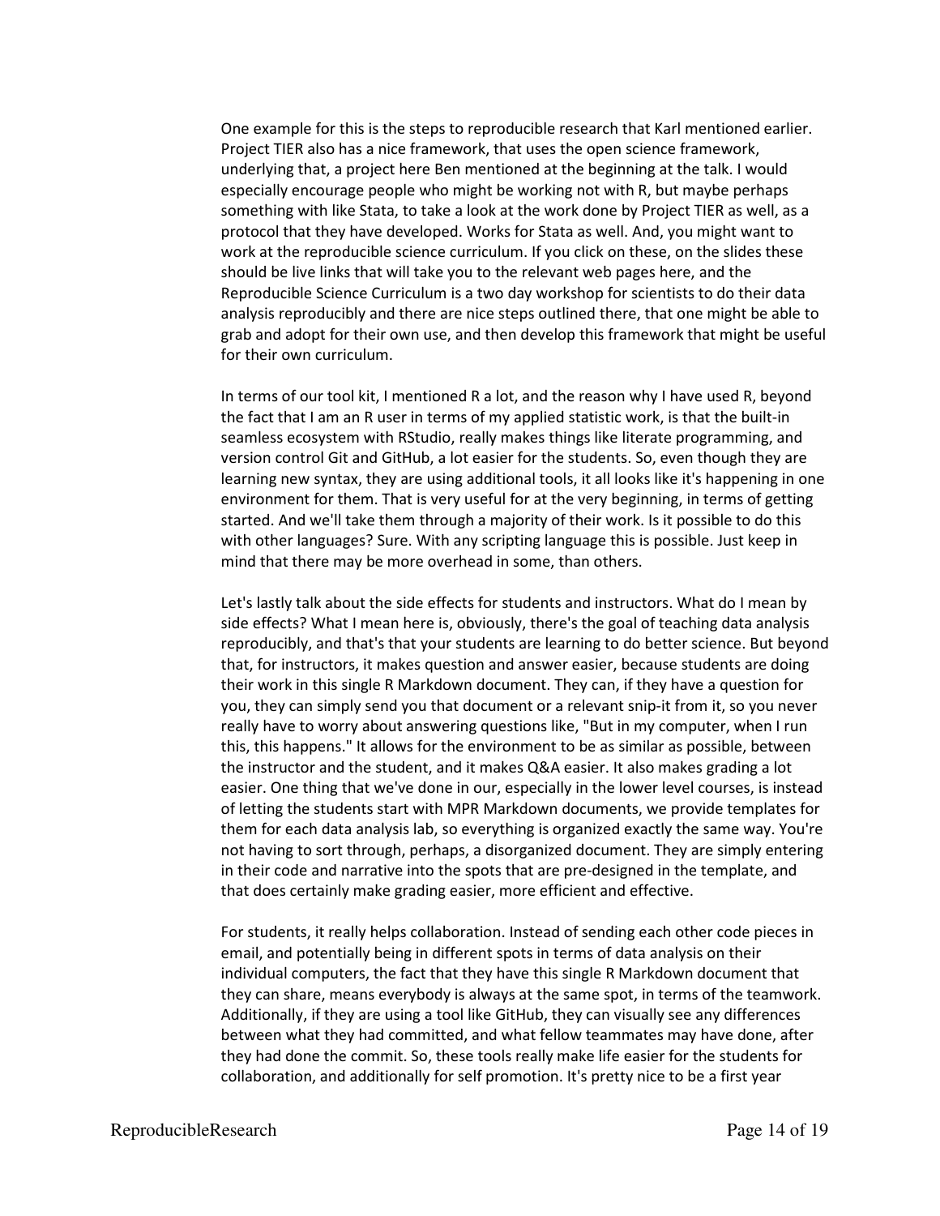One example for this is the steps to reproducible research that Karl mentioned earlier. Project TIER also has a nice framework, that uses the open science framework, underlying that, a project here Ben mentioned at the beginning at the talk. I would especially encourage people who might be working not with R, but maybe perhaps something with like Stata, to take a look at the work done by Project TIER as well, as a protocol that they have developed. Works for Stata as well. And, you might want to work at the reproducible science curriculum. If you click on these, on the slides these should be live links that will take you to the relevant web pages here, and the Reproducible Science Curriculum is a two day workshop for scientists to do their data analysis reproducibly and there are nice steps outlined there, that one might be able to grab and adopt for their own use, and then develop this framework that might be useful for their own curriculum.

In terms of our tool kit, I mentioned R a lot, and the reason why I have used R, beyond the fact that I am an R user in terms of my applied statistic work, is that the built-in seamless ecosystem with RStudio, really makes things like literate programming, and version control Git and GitHub, a lot easier for the students. So, even though they are learning new syntax, they are using additional tools, it all looks like it's happening in one environment for them. That is very useful for at the very beginning, in terms of getting started. And we'll take them through a majority of their work. Is it possible to do this with other languages? Sure. With any scripting language this is possible. Just keep in mind that there may be more overhead in some, than others.

Let's lastly talk about the side effects for students and instructors. What do I mean by side effects? What I mean here is, obviously, there's the goal of teaching data analysis reproducibly, and that's that your students are learning to do better science. But beyond that, for instructors, it makes question and answer easier, because students are doing their work in this single R Markdown document. They can, if they have a question for you, they can simply send you that document or a relevant snip-it from it, so you never really have to worry about answering questions like, "But in my computer, when I run this, this happens." It allows for the environment to be as similar as possible, between the instructor and the student, and it makes Q&A easier. It also makes grading a lot easier. One thing that we've done in our, especially in the lower level courses, is instead of letting the students start with MPR Markdown documents, we provide templates for them for each data analysis lab, so everything is organized exactly the same way. You're not having to sort through, perhaps, a disorganized document. They are simply entering in their code and narrative into the spots that are pre-designed in the template, and that does certainly make grading easier, more efficient and effective.

For students, it really helps collaboration. Instead of sending each other code pieces in email, and potentially being in different spots in terms of data analysis on their individual computers, the fact that they have this single R Markdown document that they can share, means everybody is always at the same spot, in terms of the teamwork. Additionally, if they are using a tool like GitHub, they can visually see any differences between what they had committed, and what fellow teammates may have done, after they had done the commit. So, these tools really make life easier for the students for collaboration, and additionally for self promotion. It's pretty nice to be a first year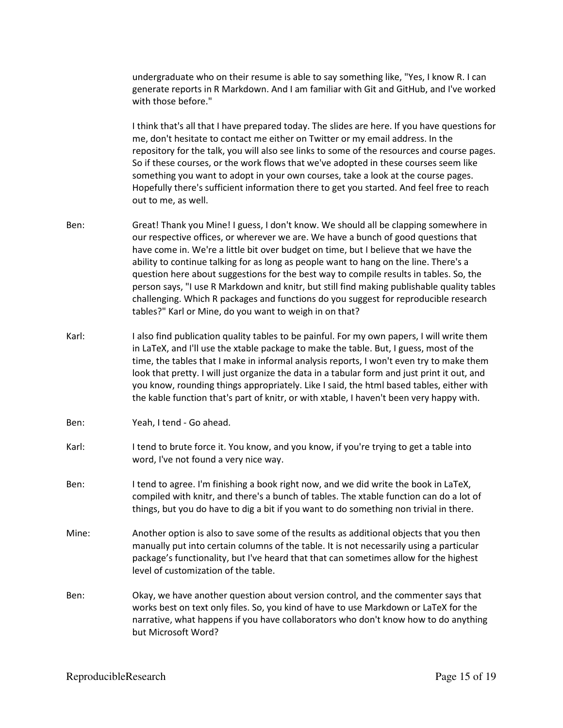undergraduate who on their resume is able to say something like, "Yes, I know R. I can generate reports in R Markdown. And I am familiar with Git and GitHub, and I've worked with those before."

I think that's all that I have prepared today. The slides are here. If you have questions for me, don't hesitate to contact me either on Twitter or my email address. In the repository for the talk, you will also see links to some of the resources and course pages. So if these courses, or the work flows that we've adopted in these courses seem like something you want to adopt in your own courses, take a look at the course pages. Hopefully there's sufficient information there to get you started. And feel free to reach out to me, as well.

Ben: Great! Thank you Mine! I guess, I don't know. We should all be clapping somewhere in our respective offices, or wherever we are. We have a bunch of good questions that have come in. We're a little bit over budget on time, but I believe that we have the ability to continue talking for as long as people want to hang on the line. There's a question here about suggestions for the best way to compile results in tables. So, the person says, "I use R Markdown and knitr, but still find making publishable quality tables challenging. Which R packages and functions do you suggest for reproducible research tables?" Karl or Mine, do you want to weigh in on that?

Karl: I also find publication quality tables to be painful. For my own papers, I will write them in LaTeX, and I'll use the xtable package to make the table. But, I guess, most of the time, the tables that I make in informal analysis reports, I won't even try to make them look that pretty. I will just organize the data in a tabular form and just print it out, and you know, rounding things appropriately. Like I said, the html based tables, either with the kable function that's part of knitr, or with xtable, I haven't been very happy with.

Ben: Yeah, I tend - Go ahead.

Karl: I tend to brute force it. You know, and you know, if you're trying to get a table into word, I've not found a very nice way.

Ben: I tend to agree. I'm finishing a book right now, and we did write the book in LaTeX, compiled with knitr, and there's a bunch of tables. The xtable function can do a lot of things, but you do have to dig a bit if you want to do something non trivial in there.

Mine: Another option is also to save some of the results as additional objects that you then manually put into certain columns of the table. It is not necessarily using a particular package's functionality, but I've heard that that can sometimes allow for the highest level of customization of the table.

Ben: Okay, we have another question about version control, and the commenter says that works best on text only files. So, you kind of have to use Markdown or LaTeX for the narrative, what happens if you have collaborators who don't know how to do anything but Microsoft Word?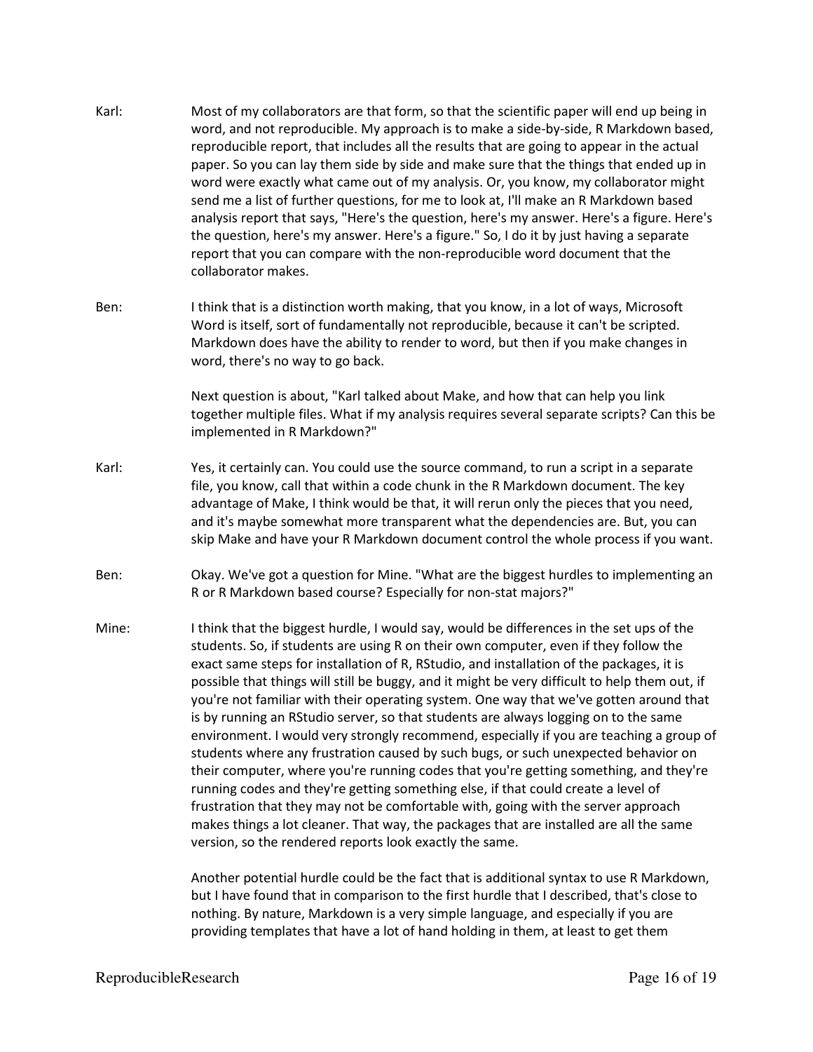Karl: Most of my collaborators are that form, so that the scientific paper will end up being in word, and not reproducible. My approach is to make a side-by-side, R Markdown based, reproducible report, that includes all the results that are going to appear in the actual paper. So you can lay them side by side and make sure that the things that ended up in word were exactly what came out of my analysis. Or, you know, my collaborator might send me a list of further questions, for me to look at, I'll make an R Markdown based analysis report that says, "Here's the question, here's my answer. Here's a figure. Here's the question, here's my answer. Here's a figure." So, I do it by just having a separate report that you can compare with the non-reproducible word document that the collaborator makes.

Ben: I think that is a distinction worth making, that you know, in a lot of ways, Microsoft Word is itself, sort of fundamentally not reproducible, because it can't be scripted. Markdown does have the ability to render to word, but then if you make changes in word, there's no way to go back.

Next question is about, "Karl talked about Make, and how that can help you link together multiple files. What if my analysis requires several separate scripts? Can this be implemented in R Markdown?"

Karl: Yes, it certainly can. You could use the source command, to run a script in a separate file, you know, call that within a code chunk in the R Markdown document. The key advantage of Make, I think would be that, it will rerun only the pieces that you need, and it's maybe somewhat more transparent what the dependencies are. But, you can skip Make and have your R Markdown document control the whole process if you want.

Ben: Okay. We've got a question for Mine. "What are the biggest hurdles to implementing an R or R Markdown based course? Especially for non-stat majors?"

Mine: I think that the biggest hurdle, I would say, would be differences in the set ups of the students. So, if students are using R on their own computer, even if they follow the exact same steps for installation of R, RStudio, and installation of the packages, it is possible that things will still be buggy, and it might be very difficult to help them out, if you're not familiar with their operating system. One way that we've gotten around that is by running an RStudio server, so that students are always logging on to the same environment. I would very strongly recommend, especially if you are teaching a group of students where any frustration caused by such bugs, or such unexpected behavior on their computer, where you're running codes that you're getting something, and they're running codes and they're getting something else, if that could create a level of frustration that they may not be comfortable with, going with the server approach makes things a lot cleaner. That way, the packages that are installed are all the same version, so the rendered reports look exactly the same.

Another potential hurdle could be the fact that is additional syntax to use R Markdown, but I have found that in comparison to the first hurdle that I described, that's close to nothing. By nature, Markdown is a very simple language, and especially if you are providing templates that have a lot of hand holding in them, at least to get them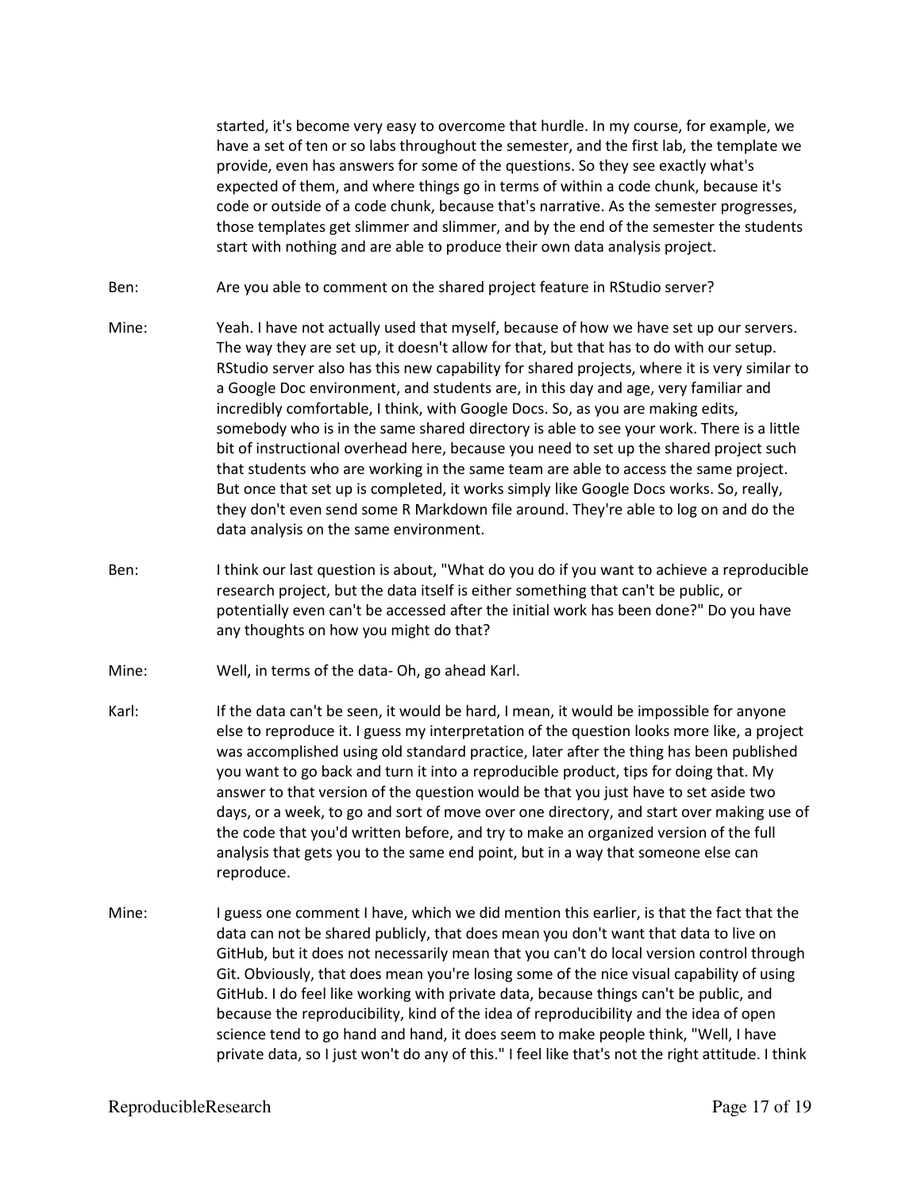started, it's become very easy to overcome that hurdle. In my course, for example, we have a set of ten or so labs throughout the semester, and the first lab, the template we provide, even has answers for some of the questions. So they see exactly what's expected of them, and where things go in terms of within a code chunk, because it's code or outside of a code chunk, because that's narrative. As the semester progresses, those templates get slimmer and slimmer, and by the end of the semester the students start with nothing and are able to produce their own data analysis project.

Ben: Are you able to comment on the shared project feature in RStudio server?

Mine: Yeah. I have not actually used that myself, because of how we have set up our servers. The way they are set up, it doesn't allow for that, but that has to do with our setup. RStudio server also has this new capability for shared projects, where it is very similar to a Google Doc environment, and students are, in this day and age, very familiar and incredibly comfortable, I think, with Google Docs. So, as you are making edits, somebody who is in the same shared directory is able to see your work. There is a little bit of instructional overhead here, because you need to set up the shared project such that students who are working in the same team are able to access the same project. But once that set up is completed, it works simply like Google Docs works. So, really, they don't even send some R Markdown file around. They're able to log on and do the data analysis on the same environment.

Ben: I think our last question is about, "What do you do if you want to achieve a reproducible research project, but the data itself is either something that can't be public, or potentially even can't be accessed after the initial work has been done?" Do you have any thoughts on how you might do that?

Mine: Well, in terms of the data- Oh, go ahead Karl.

Karl: If the data can't be seen, it would be hard, I mean, it would be impossible for anyone else to reproduce it. I guess my interpretation of the question looks more like, a project was accomplished using old standard practice, later after the thing has been published you want to go back and turn it into a reproducible product, tips for doing that. My answer to that version of the question would be that you just have to set aside two days, or a week, to go and sort of move over one directory, and start over making use of the code that you'd written before, and try to make an organized version of the full analysis that gets you to the same end point, but in a way that someone else can reproduce.

Mine: I guess one comment I have, which we did mention this earlier, is that the fact that the data can not be shared publicly, that does mean you don't want that data to live on GitHub, but it does not necessarily mean that you can't do local version control through Git. Obviously, that does mean you're losing some of the nice visual capability of using GitHub. I do feel like working with private data, because things can't be public, and because the reproducibility, kind of the idea of reproducibility and the idea of open science tend to go hand and hand, it does seem to make people think, "Well, I have private data, so I just won't do any of this." I feel like that's not the right attitude. I think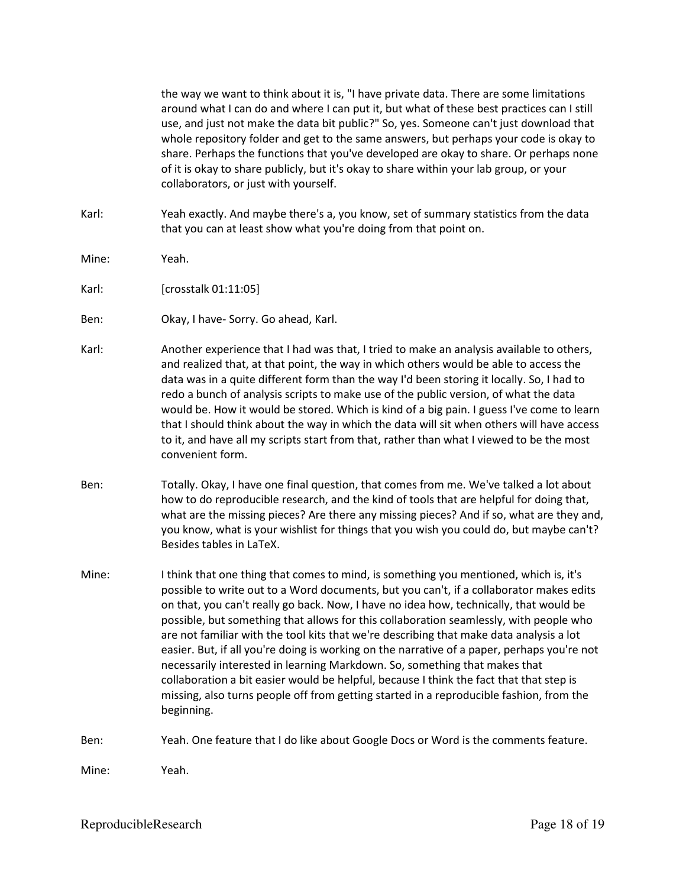the way we want to think about it is, "I have private data. There are some limitations around what I can do and where I can put it, but what of these best practices can I still use, and just not make the data bit public?" So, yes. Someone can't just download that whole repository folder and get to the same answers, but perhaps your code is okay to share. Perhaps the functions that you've developed are okay to share. Or perhaps none of it is okay to share publicly, but it's okay to share within your lab group, or your collaborators, or just with yourself.

Karl: Yeah exactly. And maybe there's a, you know, set of summary statistics from the data that you can at least show what you're doing from that point on.

Mine: Yeah.

Karl: [crosstalk 01:11:05]

Ben: Okay, I have- Sorry. Go ahead, Karl.

Karl: Another experience that I had was that, I tried to make an analysis available to others, and realized that, at that point, the way in which others would be able to access the data was in a quite different form than the way I'd been storing it locally. So, I had to redo a bunch of analysis scripts to make use of the public version, of what the data would be. How it would be stored. Which is kind of a big pain. I guess I've come to learn that I should think about the way in which the data will sit when others will have access to it, and have all my scripts start from that, rather than what I viewed to be the most convenient form.

Ben: Totally. Okay, I have one final question, that comes from me. We've talked a lot about how to do reproducible research, and the kind of tools that are helpful for doing that, what are the missing pieces? Are there any missing pieces? And if so, what are they and, you know, what is your wishlist for things that you wish you could do, but maybe can't? Besides tables in LaTeX.

Mine: I think that one thing that comes to mind, is something you mentioned, which is, it's possible to write out to a Word documents, but you can't, if a collaborator makes edits on that, you can't really go back. Now, I have no idea how, technically, that would be possible, but something that allows for this collaboration seamlessly, with people who are not familiar with the tool kits that we're describing that make data analysis a lot easier. But, if all you're doing is working on the narrative of a paper, perhaps you're not necessarily interested in learning Markdown. So, something that makes that collaboration a bit easier would be helpful, because I think the fact that that step is missing, also turns people off from getting started in a reproducible fashion, from the beginning.

Ben: Yeah. One feature that I do like about Google Docs or Word is the comments feature.

Mine: Yeah.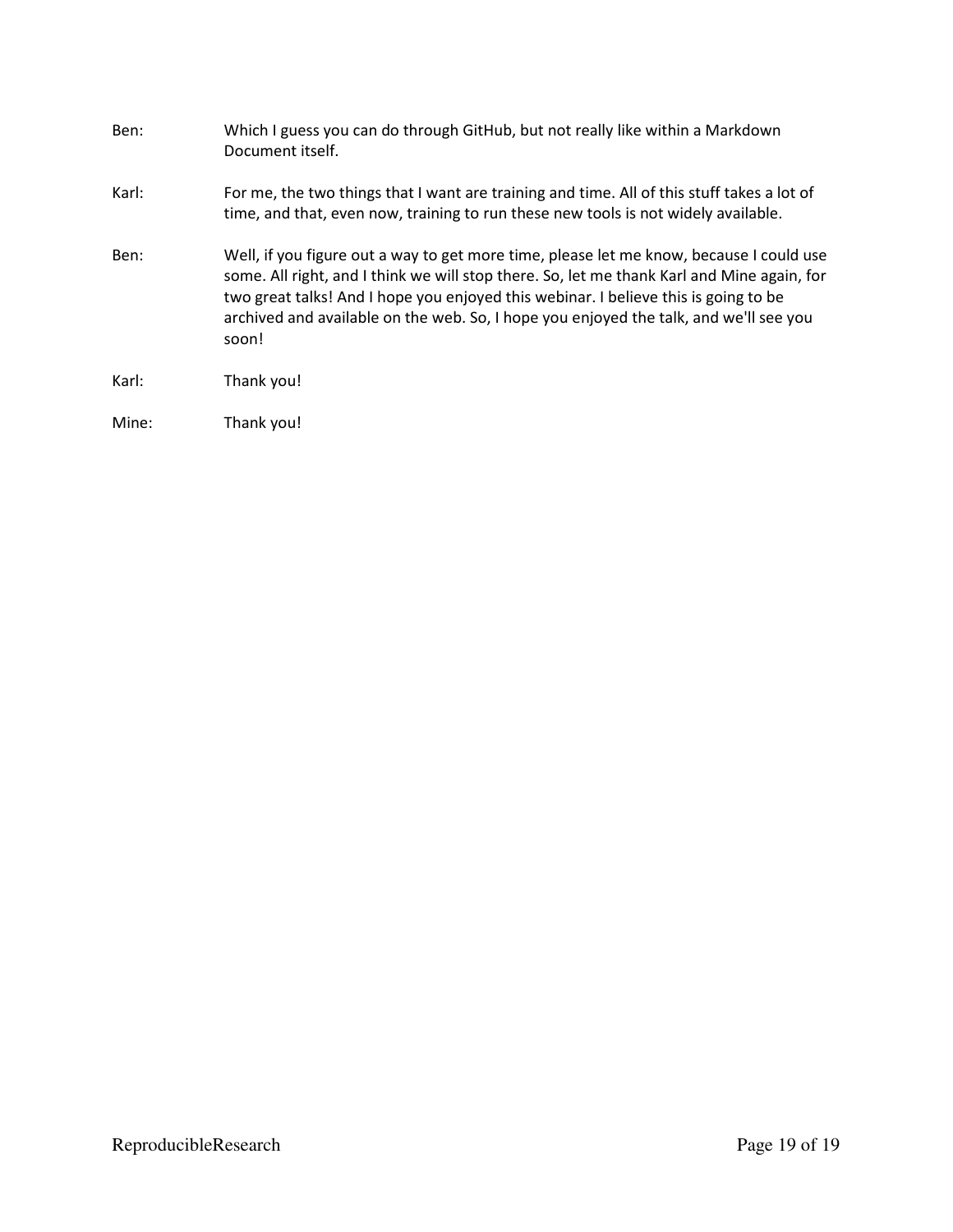Ben: Which I guess you can do through GitHub, but not really like within a Markdown Document itself.

Karl: For me, the two things that I want are training and time. All of this stuff takes a lot of time, and that, even now, training to run these new tools is not widely available.

Ben: Well, if you figure out a way to get more time, please let me know, because I could use some. All right, and I think we will stop there. So, let me thank Karl and Mine again, for two great talks! And I hope you enjoyed this webinar. I believe this is going to be archived and available on the web. So, I hope you enjoyed the talk, and we'll see you soon!

Karl: Thank you!

Mine: Thank you!